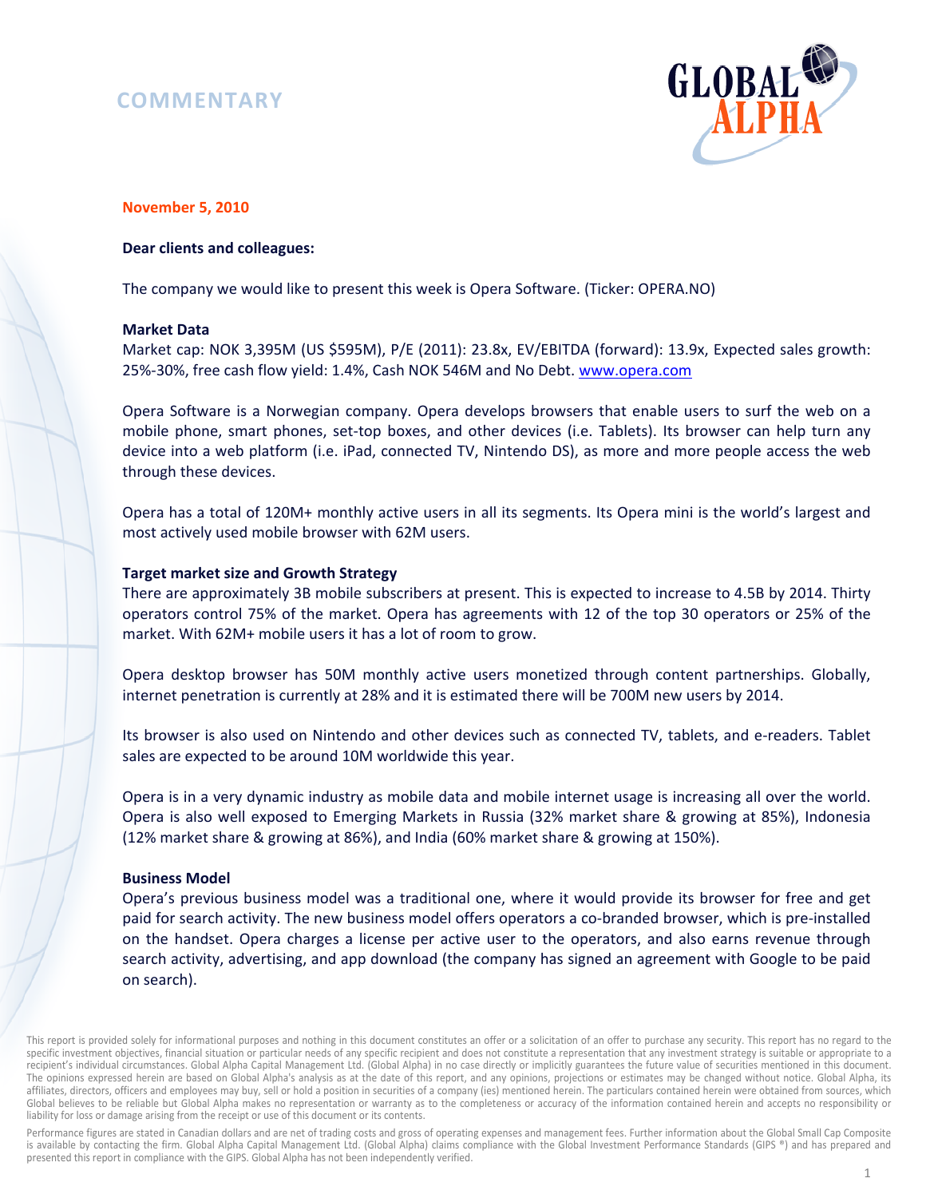# COMMENTARY

**November 5, 2010**

**Dear clients and colleagues:**

The company we would like to present this week is Opera Software. (Ticker: OPERA.NO)

**Market Data**

Market cap: NOK 3,395M (US $595M), P/E (2011): 23.8x, EV/EBITDA (forward): 13.9x, Expected sales growth: 25%-30%, free cash flow yield: 1.4%, Cash NOK 546M and No Debt. www.opera.com

Opera Software is a Norwegian company. Opera develops browsers that enable users to surf the web on a mobile phone, smart phones, set-top boxes, and other devices (i.e. Tablets). Its browser can help turn any device into a web platform (i.e. iPad, connected TV, Nintendo DS), as more and more people access the web through these devices.

Opera has a total of 120M+ monthly active users in all its segments. Its Opera mini is the world's largest and most actively used mobile browser with 62M users.

**Target market size and Growth Strategy**

There are approximately 3B mobile subscribers at present. This is expected to increase to 4.5B by 2014. Thirty operators control 75% of the market. Opera has agreements with 12 of the top 30 operators or 25% of the market. With 62M+ mobile users it has a lot of room to grow.

Opera desktop browser has 50M monthly active users monetized through content partnerships. Globally, internet penetration is currently at 28% and it is estimated there will be 700M new users by 2014.

Its browser is also used on Nintendo and other devices such as connected TV, tablets, and e-readers. Tablet sales are expected to be around 10M worldwide this year.

Opera is in a very dynamic industry as mobile data and mobile internet usage is increasing all over the world. Opera is also well exposed to Emerging Markets in Russia (32% market share & growing at 85%), Indonesia (12% market share & growing at 86%), and India (60% market share & growing at 150%).

**Business Model**

Opera's previous business model was a traditional one, where it would provide its browser for free and get paid for search activity. The new business model offers operators a co-branded browser, which is pre-installed on the handset. Opera charges a license per active user to the operators, and also earns revenue through search activity, advertising, and app download (the company has signed an agreement with Google to be paid on search).

This report is provided solely for informational purposes and nothing in this document constitutes an offer or a solicitation of an offer to purchase any security. This report has no regard to the specific investment objectives, financial situation or particular needs of any specific recipient and does not constitute a representation that any investment strategy is suitable or appropriate to a recipient's individual circumstances. Global Alpha Capital Management Ltd. (Global Alpha) in no case directly or implicitly guarantees the future value of securities mentioned in this document. The opinions expressed herein are based on Global Alpha's analysis as at the date of this report, and any opinions, projections or estimates may be changed without notice. Global Alpha, its affiliates, directors, officers and employees may buy, sell or hold a position in securities of a company (ies) mentioned herein. The particulars contained herein were obtained from sources, which Global believes to be reliable but Global Alpha makes no representation or warranty as to the completeness or accuracy of the information contained herein and accepts no responsibility or liability for loss or damage arising from the receipt or use of this document or its contents.

Performance figures are stated in Canadian dollars and are net of trading costs and gross of operating expenses and management fees. Further information about the Global Small Cap Composite is available by contacting the firm. Global Alpha Capital Management Ltd. (Global Alpha) claims compliance with the Global Investment Performance Standards (GIPS ®) and has prepared and presented this report in compliance with the GIPS. Global Alpha has not been independently verified.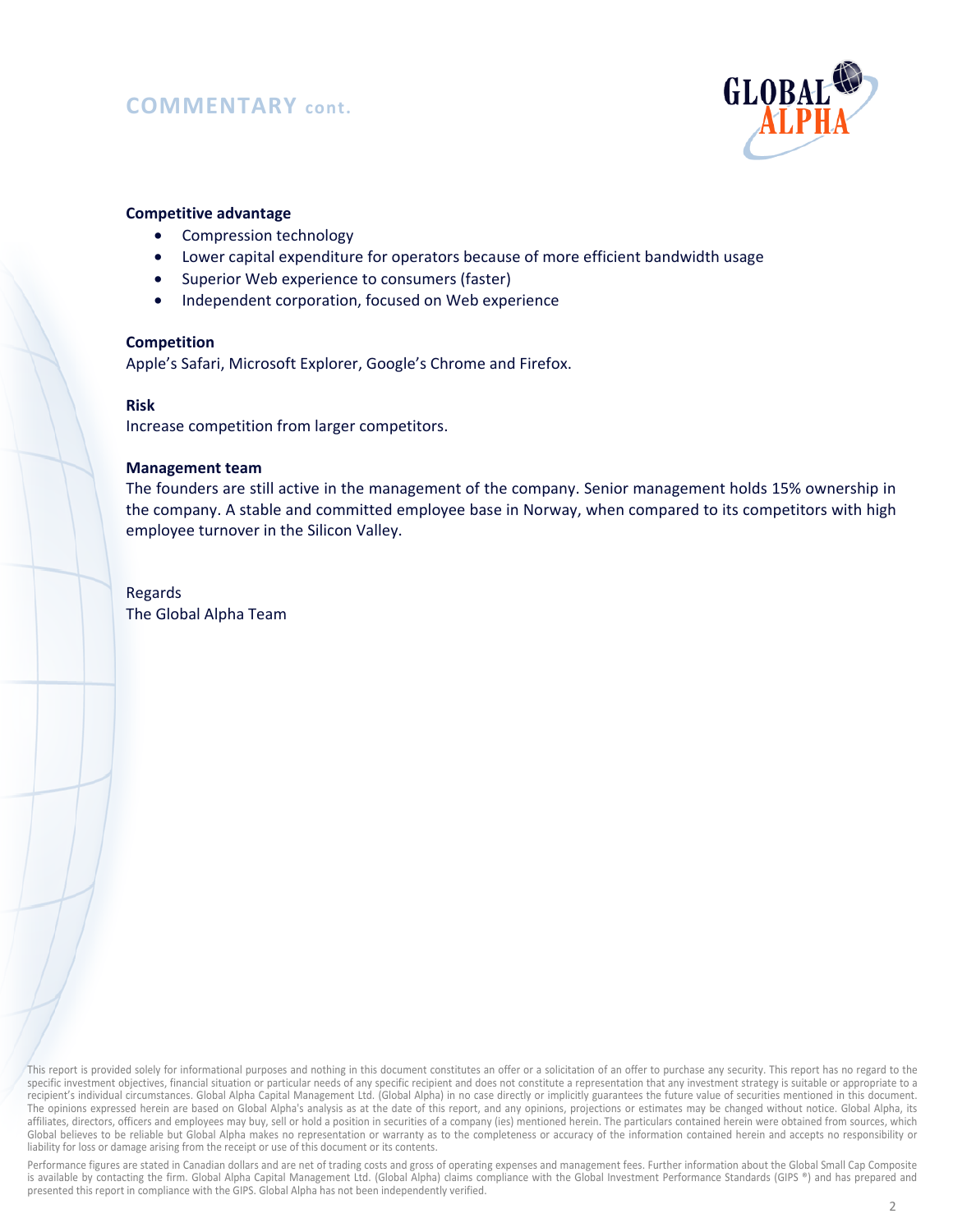# COMMENTARY cont.

**Competitive advantage**

- Compression technology
- Lower capital expenditure for operators because of more efficient bandwidth usage
- Superior Web experience to consumers (faster)
- Independent corporation, focused on Web experience

**Competition**

Apple's Safari, Microsoft Explorer, Google's Chrome and Firefox.

**Risk**

Increase competition from larger competitors.

**Management team**

The founders are still active in the management of the company. Senior management holds 15% ownership in the company. A stable and committed employee base in Norway, when compared to its competitors with high employee turnover in the Silicon Valley.

Regards
The Global Alpha Team

This report is provided solely for informational purposes and nothing in this document constitutes an offer or a solicitation of an offer to purchase any security. This report has no regard to the specific investment objectives, financial situation or particular needs of any specific recipient and does not constitute a representation that any investment strategy is suitable or appropriate to a recipient's individual circumstances. Global Alpha Capital Management Ltd. (Global Alpha) in no case directly or implicitly guarantees the future value of securities mentioned in this document. The opinions expressed herein are based on Global Alpha's analysis as at the date of this report, and any opinions, projections or estimates may be changed without notice. Global Alpha, its affiliates, directors, officers and employees may buy, sell or hold a position in securities of a company (ies) mentioned herein. The particulars contained herein were obtained from sources, which Global believes to be reliable but Global Alpha makes no representation or warranty as to the completeness or accuracy of the information contained herein and accepts no responsibility or liability for loss or damage arising from the receipt or use of this document or its contents.

Performance figures are stated in Canadian dollars and are net of trading costs and gross of operating expenses and management fees. Further information about the Global Small Cap Composite is available by contacting the firm. Global Alpha Capital Management Ltd. (Global Alpha) claims compliance with the Global Investment Performance Standards (GIPS ®) and has prepared and presented this report in compliance with the GIPS. Global Alpha has not been independently verified.